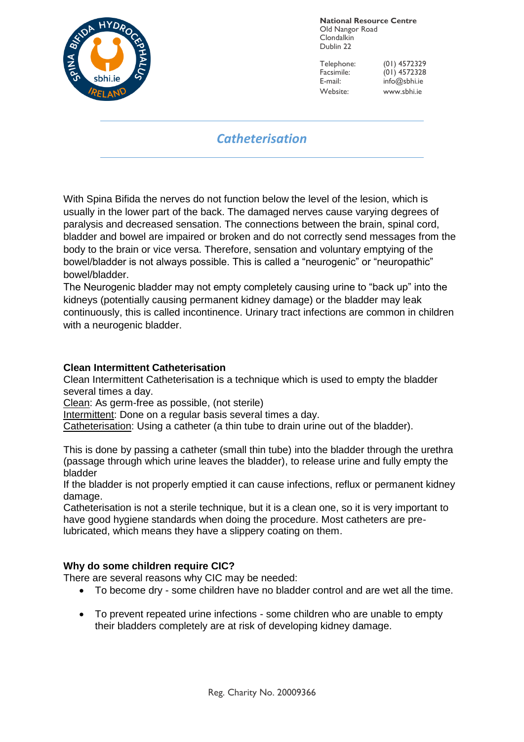**National Resource Centre**
Old Nangor Road
Clondalkin
Dublin 22

Telephone: (01) 4572329
Facsimile: (01) 4572328
E-mail: info@sbhi.ie
Website: www.sbhi.ie

# *Catheterisation*

With Spina Bifida the nerves do not function below the level of the lesion, which is usually in the lower part of the back. The damaged nerves cause varying degrees of paralysis and decreased sensation. The connections between the brain, spinal cord, bladder and bowel are impaired or broken and do not correctly send messages from the body to the brain or vice versa. Therefore, sensation and voluntary emptying of the bowel/bladder is not always possible. This is called a "neurogenic" or "neuropathic" bowel/bladder.
The Neurogenic bladder may not empty completely causing urine to "back up" into the kidneys (potentially causing permanent kidney damage) or the bladder may leak continuously, this is called incontinence. Urinary tract infections are common in children with a neurogenic bladder.

## Clean Intermittent Catheterisation

Clean Intermittent Catheterisation is a technique which is used to empty the bladder several times a day.
<u>Clean</u>: As germ-free as possible, (not sterile)
<u>Intermittent</u>: Done on a regular basis several times a day.
<u>Catheterisation</u>: Using a catheter (a thin tube to drain urine out of the bladder).

This is done by passing a catheter (small thin tube) into the bladder through the urethra (passage through which urine leaves the bladder), to release urine and fully empty the bladder
If the bladder is not properly emptied it can cause infections, reflux or permanent kidney damage.
Catheterisation is not a sterile technique, but it is a clean one, so it is very important to have good hygiene standards when doing the procedure. Most catheters are pre-lubricated, which means they have a slippery coating on them.

## Why do some children require CIC?

There are several reasons why CIC may be needed:

- To become dry - some children have no bladder control and are wet all the time.
- To prevent repeated urine infections - some children who are unable to empty their bladders completely are at risk of developing kidney damage.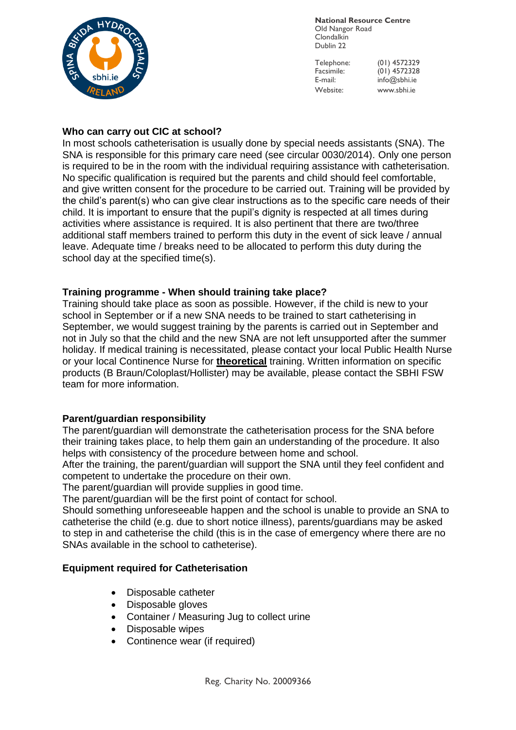**National Resource Centre**
Old Nangor Road
Clondalkin
Dublin 22

Telephone: (01) 4572329
Facsimile: (01) 4572328
E-mail: info@sbhi.ie
Website: www.sbhi.ie

## Who can carry out CIC at school?

In most schools catheterisation is usually done by special needs assistants (SNA). The SNA is responsible for this primary care need (see circular 0030/2014). Only one person is required to be in the room with the individual requiring assistance with catheterisation. No specific qualification is required but the parents and child should feel comfortable, and give written consent for the procedure to be carried out. Training will be provided by the child's parent(s) who can give clear instructions as to the specific care needs of their child. It is important to ensure that the pupil's dignity is respected at all times during activities where assistance is required. It is also pertinent that there are two/three additional staff members trained to perform this duty in the event of sick leave / annual leave. Adequate time / breaks need to be allocated to perform this duty during the school day at the specified time(s).

## Training programme - When should training take place?

Training should take place as soon as possible. However, if the child is new to your school in September or if a new SNA needs to be trained to start catheterising in September, we would suggest training by the parents is carried out in September and not in July so that the child and the new SNA are not left unsupported after the summer holiday. If medical training is necessitated, please contact your local Public Health Nurse or your local Continence Nurse for **theoretical** training. Written information on specific products (B Braun/Coloplast/Hollister) may be available, please contact the SBHI FSW team for more information.

## Parent/guardian responsibility

The parent/guardian will demonstrate the catheterisation process for the SNA before their training takes place, to help them gain an understanding of the procedure. It also helps with consistency of the procedure between home and school.
After the training, the parent/guardian will support the SNA until they feel confident and competent to undertake the procedure on their own.
The parent/guardian will provide supplies in good time.
The parent/guardian will be the first point of contact for school.
Should something unforeseeable happen and the school is unable to provide an SNA to catheterise the child (e.g. due to short notice illness), parents/guardians may be asked to step in and catheterise the child (this is in the case of emergency where there are no SNAs available in the school to catheterise).

## Equipment required for Catheterisation

- Disposable catheter
- Disposable gloves
- Container / Measuring Jug to collect urine
- Disposable wipes
- Continence wear (if required)

Reg. Charity No. 20009366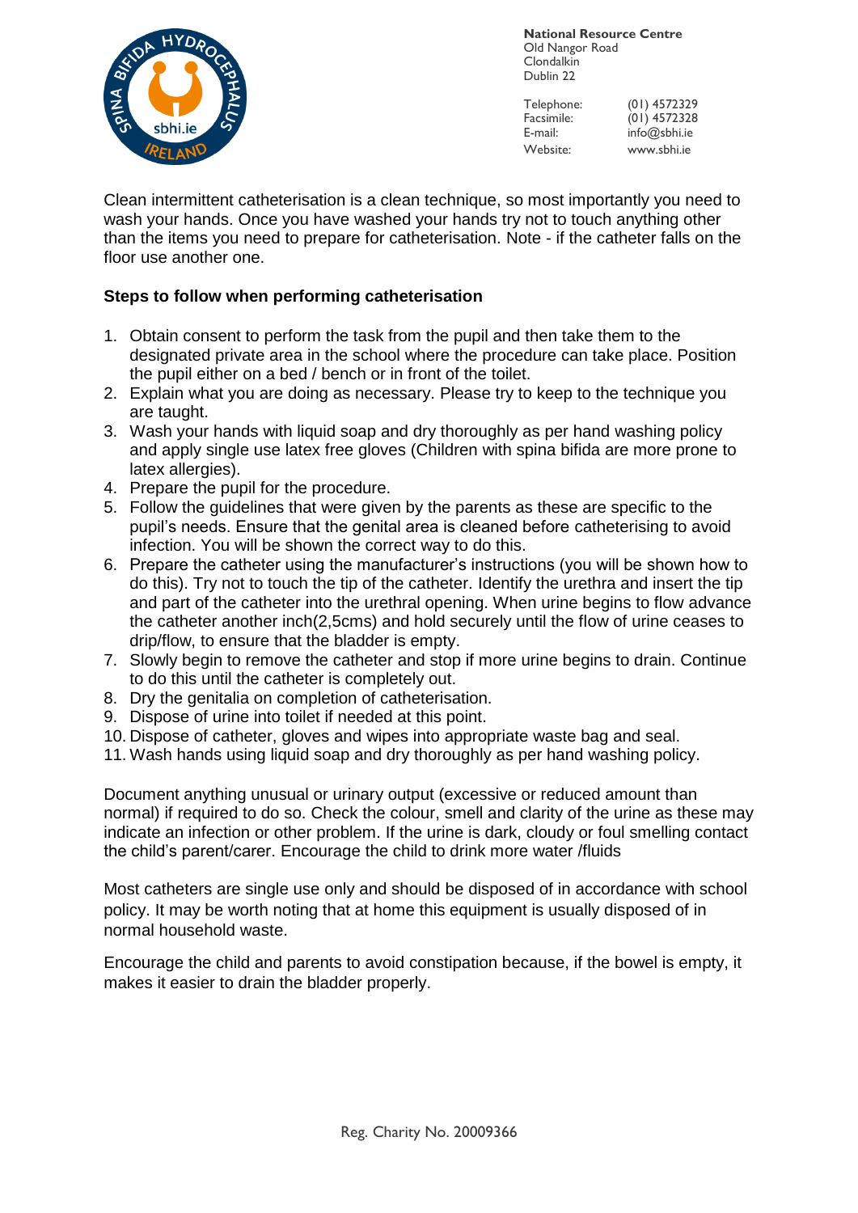Clean intermittent catheterisation is a clean technique, so most importantly you need to wash your hands. Once you have washed your hands try not to touch anything other than the items you need to prepare for catheterisation. Note - if the catheter falls on the floor use another one.

**Steps to follow when performing catheterisation**

1. Obtain consent to perform the task from the pupil and then take them to the designated private area in the school where the procedure can take place. Position the pupil either on a bed / bench or in front of the toilet.
2. Explain what you are doing as necessary. Please try to keep to the technique you are taught.
3. Wash your hands with liquid soap and dry thoroughly as per hand washing policy and apply single use latex free gloves (Children with spina bifida are more prone to latex allergies).
4. Prepare the pupil for the procedure.
5. Follow the guidelines that were given by the parents as these are specific to the pupil's needs. Ensure that the genital area is cleaned before catheterising to avoid infection. You will be shown the correct way to do this.
6. Prepare the catheter using the manufacturer's instructions (you will be shown how to do this). Try not to touch the tip of the catheter. Identify the urethra and insert the tip and part of the catheter into the urethral opening. When urine begins to flow advance the catheter another inch(2,5cms) and hold securely until the flow of urine ceases to drip/flow, to ensure that the bladder is empty.
7. Slowly begin to remove the catheter and stop if more urine begins to drain. Continue to do this until the catheter is completely out.
8. Dry the genitalia on completion of catheterisation.
9. Dispose of urine into toilet if needed at this point.
10. Dispose of catheter, gloves and wipes into appropriate waste bag and seal.
11. Wash hands using liquid soap and dry thoroughly as per hand washing policy.

Document anything unusual or urinary output (excessive or reduced amount than normal) if required to do so. Check the colour, smell and clarity of the urine as these may indicate an infection or other problem. If the urine is dark, cloudy or foul smelling contact the child's parent/carer. Encourage the child to drink more water /fluids

Most catheters are single use only and should be disposed of in accordance with school policy. It may be worth noting that at home this equipment is usually disposed of in normal household waste.

Encourage the child and parents to avoid constipation because, if the bowel is empty, it makes it easier to drain the bladder properly.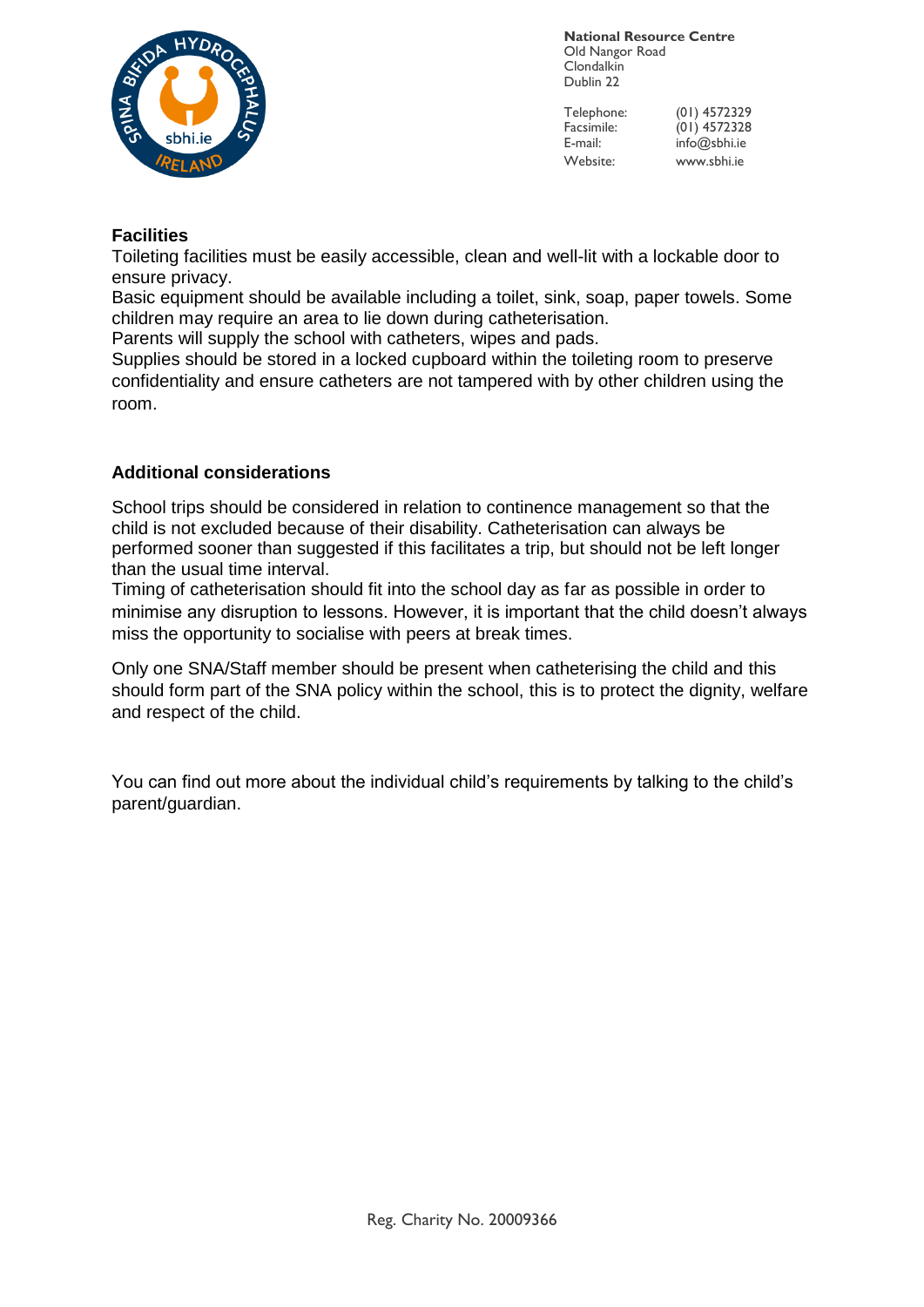**National Resource Centre**
Old Nangor Road
Clondalkin
Dublin 22

Telephone: (01) 4572329
Facsimile: (01) 4572328
E-mail: info@sbhi.ie
Website: www.sbhi.ie

### Facilities

Toileting facilities must be easily accessible, clean and well-lit with a lockable door to ensure privacy.
Basic equipment should be available including a toilet, sink, soap, paper towels. Some children may require an area to lie down during catheterisation.
Parents will supply the school with catheters, wipes and pads.
Supplies should be stored in a locked cupboard within the toileting room to preserve confidentiality and ensure catheters are not tampered with by other children using the room.

### Additional considerations

School trips should be considered in relation to continence management so that the child is not excluded because of their disability. Catheterisation can always be performed sooner than suggested if this facilitates a trip, but should not be left longer than the usual time interval.
Timing of catheterisation should fit into the school day as far as possible in order to minimise any disruption to lessons. However, it is important that the child doesn't always miss the opportunity to socialise with peers at break times.

Only one SNA/Staff member should be present when catheterising the child and this should form part of the SNA policy within the school, this is to protect the dignity, welfare and respect of the child.

You can find out more about the individual child's requirements by talking to the child's parent/guardian.

Reg. Charity No. 20009366